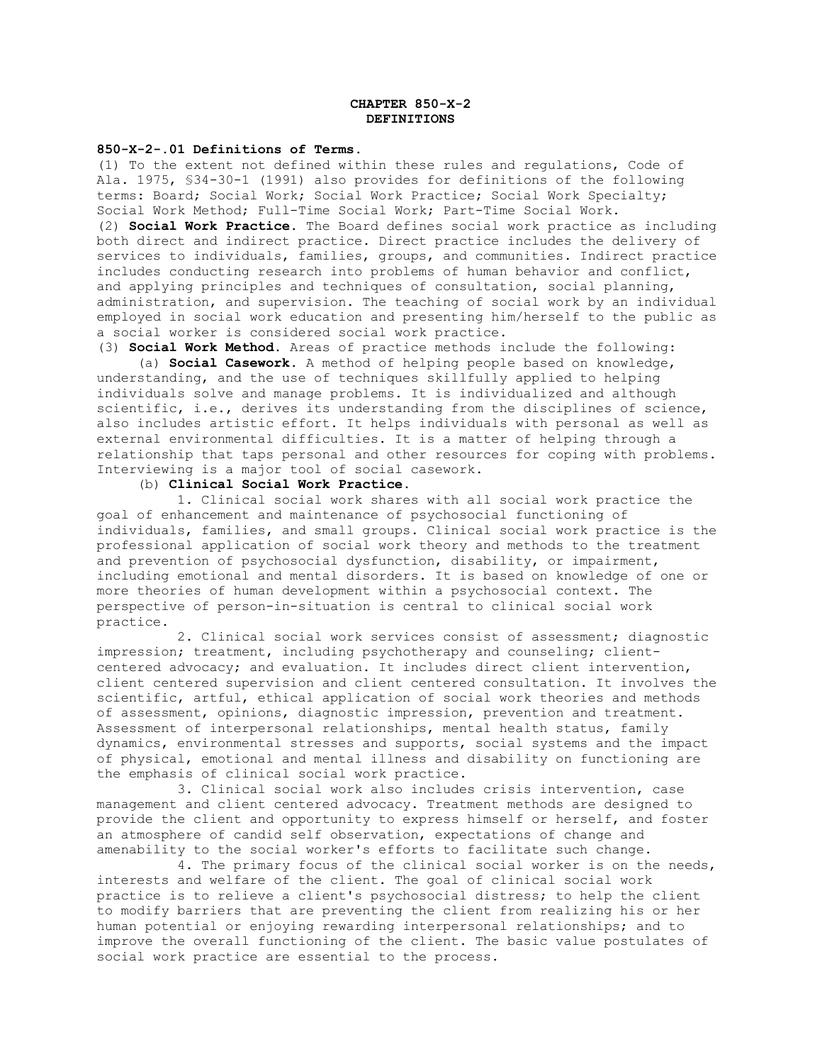**CHAPTER 850-X-2**
**DEFINITIONS**

**850-X-2-.01 Definitions of Terms.**

(1) To the extent not defined within these rules and regulations, Code of Ala. 1975, §34-30-1 (1991) also provides for definitions of the following terms: Board; Social Work; Social Work Practice; Social Work Specialty; Social Work Method; Full-Time Social Work; Part-Time Social Work.

(2) **Social Work Practice.** The Board defines social work practice as including both direct and indirect practice. Direct practice includes the delivery of services to individuals, families, groups, and communities. Indirect practice includes conducting research into problems of human behavior and conflict, and applying principles and techniques of consultation, social planning, administration, and supervision. The teaching of social work by an individual employed in social work education and presenting him/herself to the public as a social worker is considered social work practice.

(3) **Social Work Method.** Areas of practice methods include the following:

(a) **Social Casework.** A method of helping people based on knowledge, understanding, and the use of techniques skillfully applied to helping individuals solve and manage problems. It is individualized and although scientific, i.e., derives its understanding from the disciplines of science, also includes artistic effort. It helps individuals with personal as well as external environmental difficulties. It is a matter of helping through a relationship that taps personal and other resources for coping with problems. Interviewing is a major tool of social casework.

(b) **Clinical Social Work Practice.**

1. Clinical social work shares with all social work practice the goal of enhancement and maintenance of psychosocial functioning of individuals, families, and small groups. Clinical social work practice is the professional application of social work theory and methods to the treatment and prevention of psychosocial dysfunction, disability, or impairment, including emotional and mental disorders. It is based on knowledge of one or more theories of human development within a psychosocial context. The perspective of person-in-situation is central to clinical social work practice.

2. Clinical social work services consist of assessment; diagnostic impression; treatment, including psychotherapy and counseling; client-centered advocacy; and evaluation. It includes direct client intervention, client centered supervision and client centered consultation. It involves the scientific, artful, ethical application of social work theories and methods of assessment, opinions, diagnostic impression, prevention and treatment. Assessment of interpersonal relationships, mental health status, family dynamics, environmental stresses and supports, social systems and the impact of physical, emotional and mental illness and disability on functioning are the emphasis of clinical social work practice.

3. Clinical social work also includes crisis intervention, case management and client centered advocacy. Treatment methods are designed to provide the client and opportunity to express himself or herself, and foster an atmosphere of candid self observation, expectations of change and amenability to the social worker's efforts to facilitate such change.

4. The primary focus of the clinical social worker is on the needs, interests and welfare of the client. The goal of clinical social work practice is to relieve a client's psychosocial distress; to help the client to modify barriers that are preventing the client from realizing his or her human potential or enjoying rewarding interpersonal relationships; and to improve the overall functioning of the client. The basic value postulates of social work practice are essential to the process.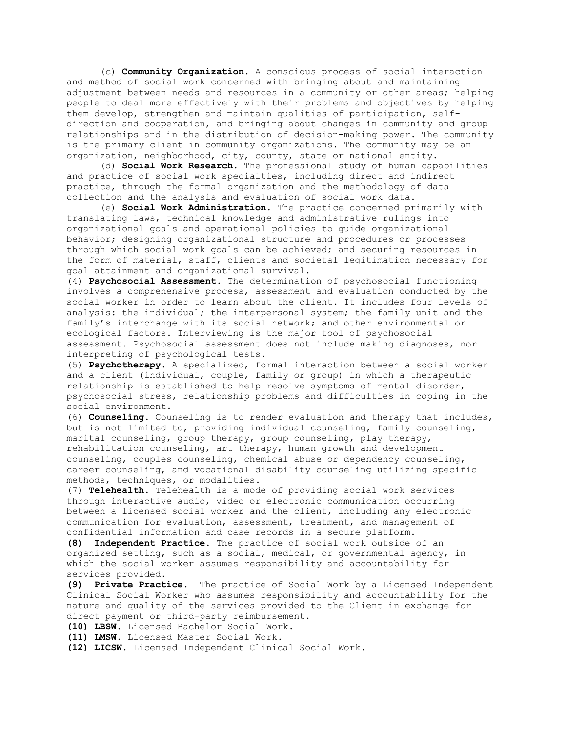(c) **Community Organization.** A conscious process of social interaction and method of social work concerned with bringing about and maintaining adjustment between needs and resources in a community or other areas; helping people to deal more effectively with their problems and objectives by helping them develop, strengthen and maintain qualities of participation, self-direction and cooperation, and bringing about changes in community and group relationships and in the distribution of decision-making power. The community is the primary client in community organizations. The community may be an organization, neighborhood, city, county, state or national entity.

(d) **Social Work Research.** The professional study of human capabilities and practice of social work specialties, including direct and indirect practice, through the formal organization and the methodology of data collection and the analysis and evaluation of social work data.

(e) **Social Work Administration.** The practice concerned primarily with translating laws, technical knowledge and administrative rulings into organizational goals and operational policies to guide organizational behavior; designing organizational structure and procedures or processes through which social work goals can be achieved; and securing resources in the form of material, staff, clients and societal legitimation necessary for goal attainment and organizational survival.

(4) **Psychosocial Assessment.** The determination of psychosocial functioning involves a comprehensive process, assessment and evaluation conducted by the social worker in order to learn about the client. It includes four levels of analysis: the individual; the interpersonal system; the family unit and the family's interchange with its social network; and other environmental or ecological factors. Interviewing is the major tool of psychosocial assessment. Psychosocial assessment does not include making diagnoses, nor interpreting of psychological tests.

(5) **Psychotherapy.** A specialized, formal interaction between a social worker and a client (individual, couple, family or group) in which a therapeutic relationship is established to help resolve symptoms of mental disorder, psychosocial stress, relationship problems and difficulties in coping in the social environment.

(6) **Counseling.** Counseling is to render evaluation and therapy that includes, but is not limited to, providing individual counseling, family counseling, marital counseling, group therapy, group counseling, play therapy, rehabilitation counseling, art therapy, human growth and development counseling, couples counseling, chemical abuse or dependency counseling, career counseling, and vocational disability counseling utilizing specific methods, techniques, or modalities.

(7) **Telehealth.** Telehealth is a mode of providing social work services through interactive audio, video or electronic communication occurring between a licensed social worker and the client, including any electronic communication for evaluation, assessment, treatment, and management of confidential information and case records in a secure platform.

**(8) Independent Practice.** The practice of social work outside of an organized setting, such as a social, medical, or governmental agency, in which the social worker assumes responsibility and accountability for services provided.

**(9) Private Practice.** The practice of Social Work by a Licensed Independent Clinical Social Worker who assumes responsibility and accountability for the nature and quality of the services provided to the Client in exchange for direct payment or third-party reimbursement.

**(10) LBSW.** Licensed Bachelor Social Work.

**(11) LMSW.** Licensed Master Social Work.

**(12) LICSW.** Licensed Independent Clinical Social Work.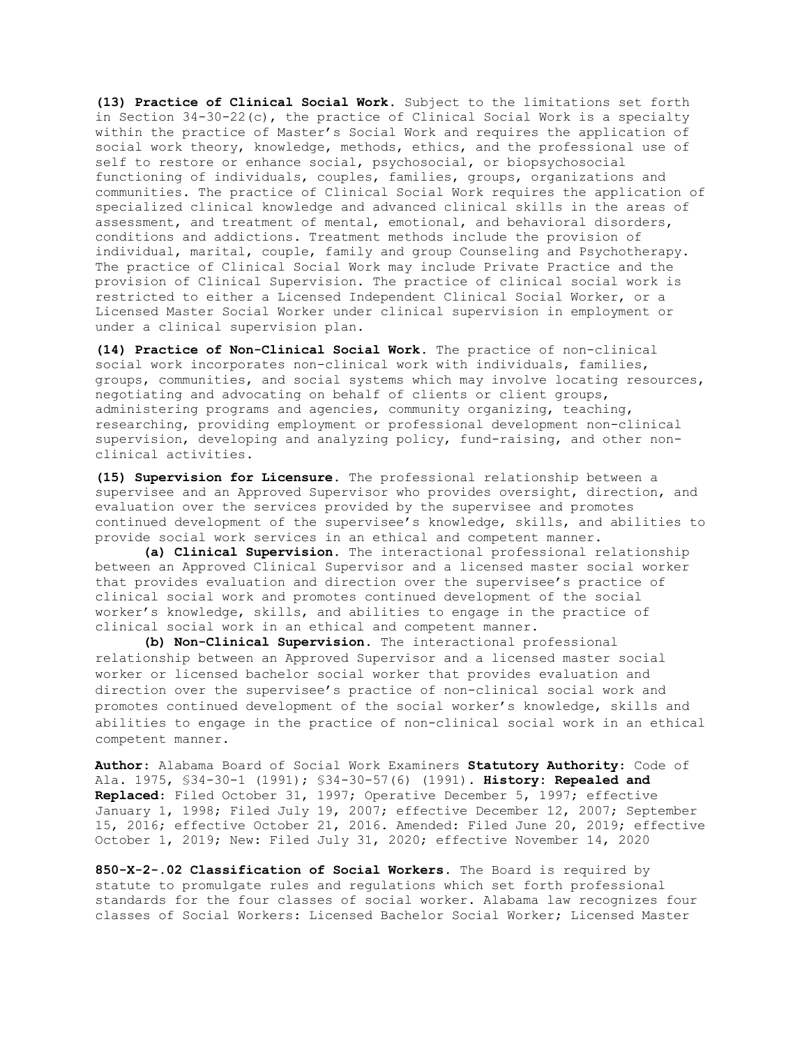**(13) Practice of Clinical Social Work.** Subject to the limitations set forth in Section 34-30-22(c), the practice of Clinical Social Work is a specialty within the practice of Master's Social Work and requires the application of social work theory, knowledge, methods, ethics, and the professional use of self to restore or enhance social, psychosocial, or biopsychosocial functioning of individuals, couples, families, groups, organizations and communities. The practice of Clinical Social Work requires the application of specialized clinical knowledge and advanced clinical skills in the areas of assessment, and treatment of mental, emotional, and behavioral disorders, conditions and addictions. Treatment methods include the provision of individual, marital, couple, family and group Counseling and Psychotherapy. The practice of Clinical Social Work may include Private Practice and the provision of Clinical Supervision. The practice of clinical social work is restricted to either a Licensed Independent Clinical Social Worker, or a Licensed Master Social Worker under clinical supervision in employment or under a clinical supervision plan.

**(14) Practice of Non-Clinical Social Work.** The practice of non-clinical social work incorporates non-clinical work with individuals, families, groups, communities, and social systems which may involve locating resources, negotiating and advocating on behalf of clients or client groups, administering programs and agencies, community organizing, teaching, researching, providing employment or professional development non-clinical supervision, developing and analyzing policy, fund-raising, and other non-clinical activities.

**(15) Supervision for Licensure.** The professional relationship between a supervisee and an Approved Supervisor who provides oversight, direction, and evaluation over the services provided by the supervisee and promotes continued development of the supervisee's knowledge, skills, and abilities to provide social work services in an ethical and competent manner.

**(a) Clinical Supervision.** The interactional professional relationship between an Approved Clinical Supervisor and a licensed master social worker that provides evaluation and direction over the supervisee's practice of clinical social work and promotes continued development of the social worker's knowledge, skills, and abilities to engage in the practice of clinical social work in an ethical and competent manner.

**(b) Non-Clinical Supervision.** The interactional professional relationship between an Approved Supervisor and a licensed master social worker or licensed bachelor social worker that provides evaluation and direction over the supervisee's practice of non-clinical social work and promotes continued development of the social worker's knowledge, skills and abilities to engage in the practice of non-clinical social work in an ethical competent manner.

**Author:** Alabama Board of Social Work Examiners **Statutory Authority:** Code of Ala. 1975, §34-30-1 (1991); §34-30-57(6) (1991). **History: Repealed and Replaced:** Filed October 31, 1997; Operative December 5, 1997; effective January 1, 1998; Filed July 19, 2007; effective December 12, 2007; September 15, 2016; effective October 21, 2016. Amended: Filed June 20, 2019; effective October 1, 2019; New: Filed July 31, 2020; effective November 14, 2020

**850-X-2-.02 Classification of Social Workers.** The Board is required by statute to promulgate rules and regulations which set forth professional standards for the four classes of social worker. Alabama law recognizes four classes of Social Workers: Licensed Bachelor Social Worker; Licensed Master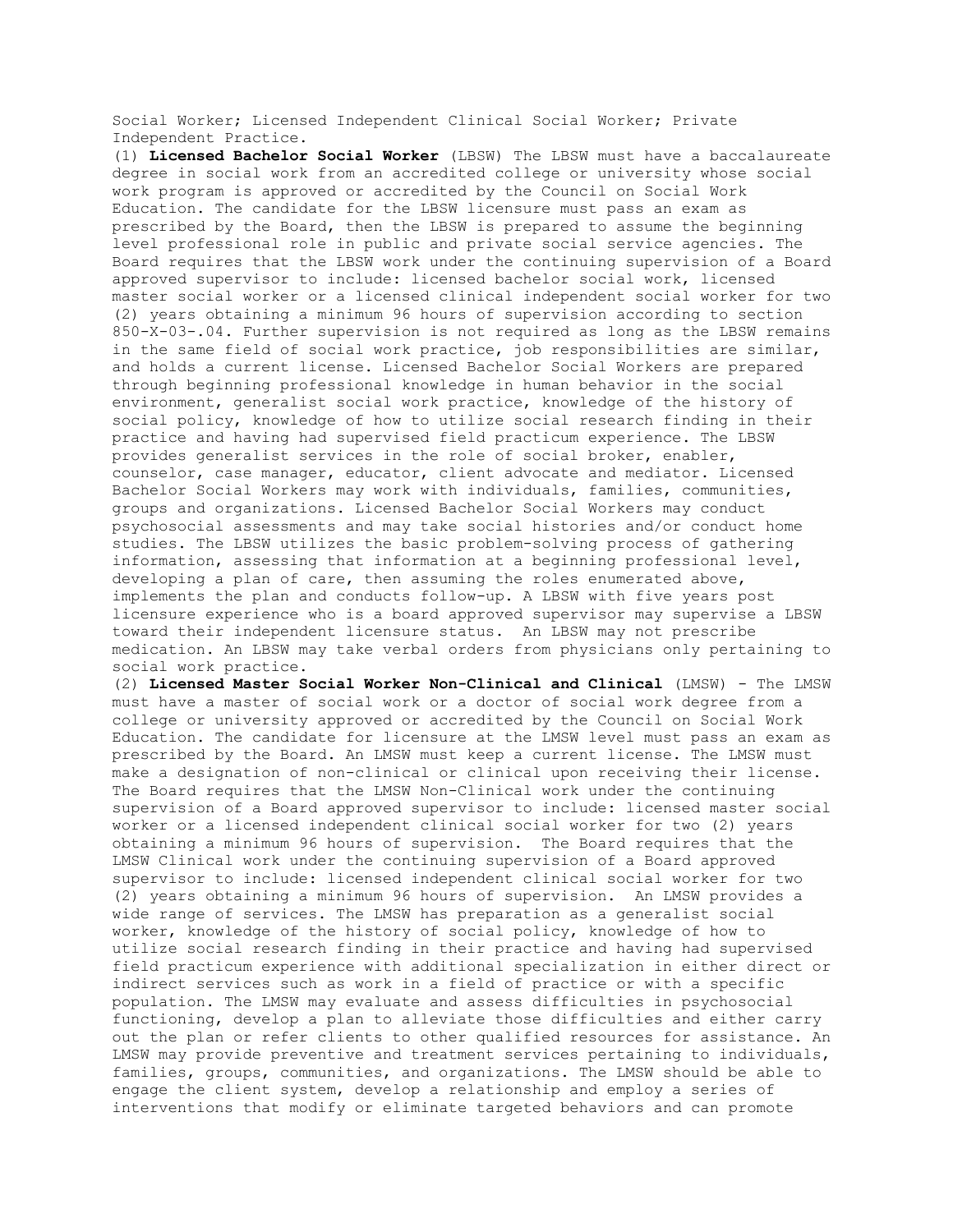Social Worker; Licensed Independent Clinical Social Worker; Private Independent Practice.

(1) **Licensed Bachelor Social Worker** (LBSW) The LBSW must have a baccalaureate degree in social work from an accredited college or university whose social work program is approved or accredited by the Council on Social Work Education. The candidate for the LBSW licensure must pass an exam as prescribed by the Board, then the LBSW is prepared to assume the beginning level professional role in public and private social service agencies. The Board requires that the LBSW work under the continuing supervision of a Board approved supervisor to include: licensed bachelor social work, licensed master social worker or a licensed clinical independent social worker for two (2) years obtaining a minimum 96 hours of supervision according to section 850-X-03-.04. Further supervision is not required as long as the LBSW remains in the same field of social work practice, job responsibilities are similar, and holds a current license. Licensed Bachelor Social Workers are prepared through beginning professional knowledge in human behavior in the social environment, generalist social work practice, knowledge of the history of social policy, knowledge of how to utilize social research finding in their practice and having had supervised field practicum experience. The LBSW provides generalist services in the role of social broker, enabler, counselor, case manager, educator, client advocate and mediator. Licensed Bachelor Social Workers may work with individuals, families, communities, groups and organizations. Licensed Bachelor Social Workers may conduct psychosocial assessments and may take social histories and/or conduct home studies. The LBSW utilizes the basic problem-solving process of gathering information, assessing that information at a beginning professional level, developing a plan of care, then assuming the roles enumerated above, implements the plan and conducts follow-up. A LBSW with five years post licensure experience who is a board approved supervisor may supervise a LBSW toward their independent licensure status. An LBSW may not prescribe medication. An LBSW may take verbal orders from physicians only pertaining to social work practice.

(2) **Licensed Master Social Worker Non-Clinical and Clinical** (LMSW) - The LMSW must have a master of social work or a doctor of social work degree from a college or university approved or accredited by the Council on Social Work Education. The candidate for licensure at the LMSW level must pass an exam as prescribed by the Board. An LMSW must keep a current license. The LMSW must make a designation of non-clinical or clinical upon receiving their license. The Board requires that the LMSW Non-Clinical work under the continuing supervision of a Board approved supervisor to include: licensed master social worker or a licensed independent clinical social worker for two (2) years obtaining a minimum 96 hours of supervision. The Board requires that the LMSW Clinical work under the continuing supervision of a Board approved supervisor to include: licensed independent clinical social worker for two (2) years obtaining a minimum 96 hours of supervision. An LMSW provides a wide range of services. The LMSW has preparation as a generalist social worker, knowledge of the history of social policy, knowledge of how to utilize social research finding in their practice and having had supervised field practicum experience with additional specialization in either direct or indirect services such as work in a field of practice or with a specific population. The LMSW may evaluate and assess difficulties in psychosocial functioning, develop a plan to alleviate those difficulties and either carry out the plan or refer clients to other qualified resources for assistance. An LMSW may provide preventive and treatment services pertaining to individuals, families, groups, communities, and organizations. The LMSW should be able to engage the client system, develop a relationship and employ a series of interventions that modify or eliminate targeted behaviors and can promote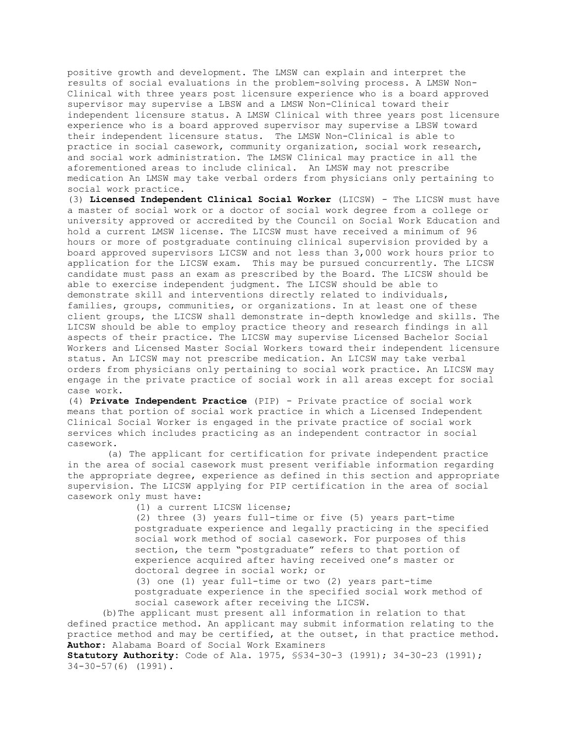positive growth and development. The LMSW can explain and interpret the results of social evaluations in the problem-solving process. A LMSW Non-Clinical with three years post licensure experience who is a board approved supervisor may supervise a LBSW and a LMSW Non-Clinical toward their independent licensure status. A LMSW Clinical with three years post licensure experience who is a board approved supervisor may supervise a LBSW toward their independent licensure status. The LMSW Non-Clinical is able to practice in social casework, community organization, social work research, and social work administration. The LMSW Clinical may practice in all the aforementioned areas to include clinical. An LMSW may not prescribe medication An LMSW may take verbal orders from physicians only pertaining to social work practice.

(3) **Licensed Independent Clinical Social Worker** (LICSW) - The LICSW must have a master of social work or a doctor of social work degree from a college or university approved or accredited by the Council on Social Work Education and hold a current LMSW license. The LICSW must have received a minimum of 96 hours or more of postgraduate continuing clinical supervision provided by a board approved supervisors LICSW and not less than 3,000 work hours prior to application for the LICSW exam. This may be pursued concurrently. The LICSW candidate must pass an exam as prescribed by the Board. The LICSW should be able to exercise independent judgment. The LICSW should be able to demonstrate skill and interventions directly related to individuals, families, groups, communities, or organizations. In at least one of these client groups, the LICSW shall demonstrate in-depth knowledge and skills. The LICSW should be able to employ practice theory and research findings in all aspects of their practice. The LICSW may supervise Licensed Bachelor Social Workers and Licensed Master Social Workers toward their independent licensure status. An LICSW may not prescribe medication. An LICSW may take verbal orders from physicians only pertaining to social work practice. An LICSW may engage in the private practice of social work in all areas except for social case work.

(4) **Private Independent Practice** (PIP) - Private practice of social work means that portion of social work practice in which a Licensed Independent Clinical Social Worker is engaged in the private practice of social work services which includes practicing as an independent contractor in social casework.

(a) The applicant for certification for private independent practice in the area of social casework must present verifiable information regarding the appropriate degree, experience as defined in this section and appropriate supervision. The LICSW applying for PIP certification in the area of social casework only must have:

(1) a current LICSW license;

(2) three (3) years full-time or five (5) years part-time postgraduate experience and legally practicing in the specified social work method of social casework. For purposes of this section, the term "postgraduate" refers to that portion of experience acquired after having received one's master or doctoral degree in social work; or

(3) one (1) year full-time or two (2) years part-time postgraduate experience in the specified social work method of social casework after receiving the LICSW.

(b) The applicant must present all information in relation to that defined practice method. An applicant may submit information relating to the practice method and may be certified, at the outset, in that practice method.

**Author:** Alabama Board of Social Work Examiners

**Statutory Authority:** Code of Ala. 1975, §§34-30-3 (1991); 34-30-23 (1991); 34-30-57(6) (1991).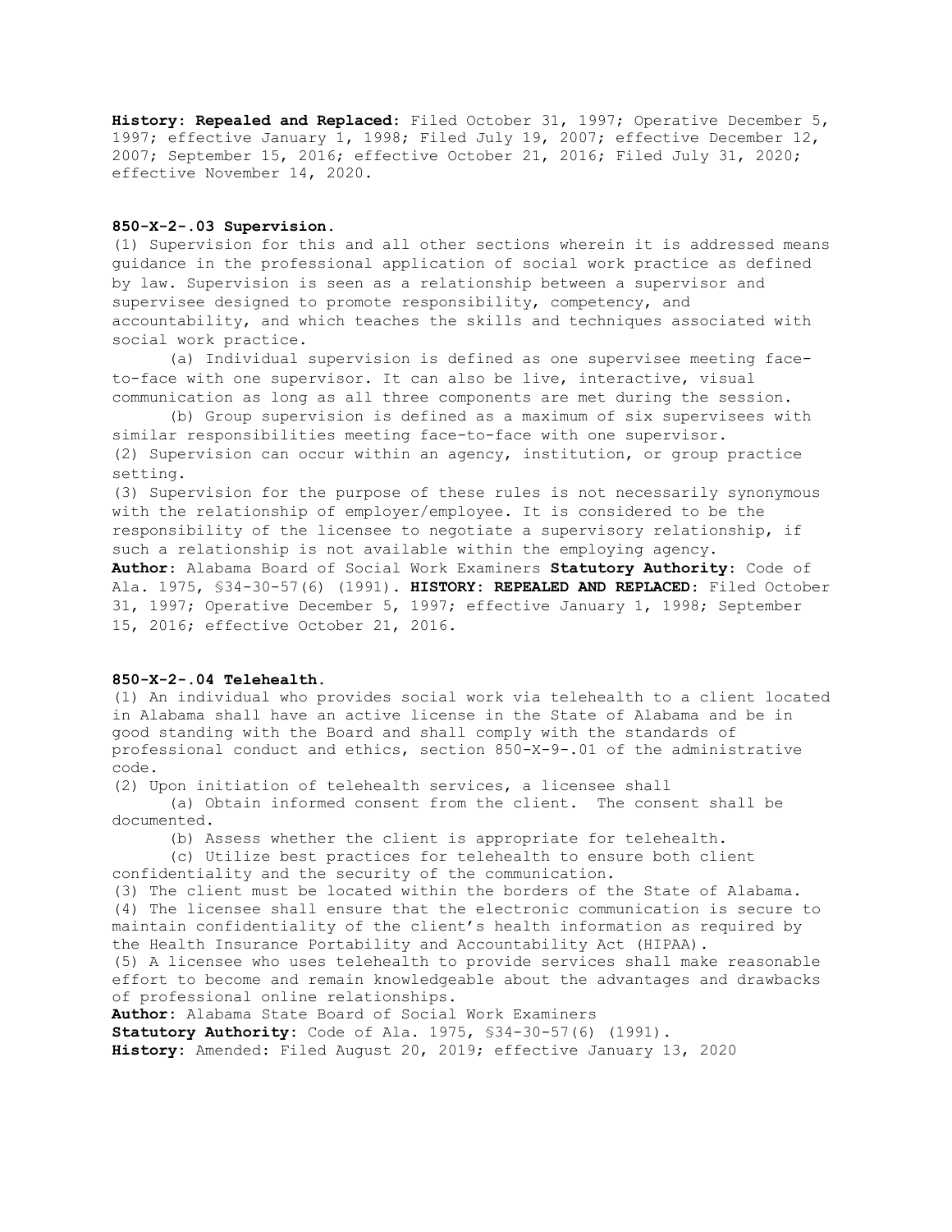**History: Repealed and Replaced:** Filed October 31, 1997; Operative December 5, 1997; effective January 1, 1998; Filed July 19, 2007; effective December 12, 2007; September 15, 2016; effective October 21, 2016; Filed July 31, 2020; effective November 14, 2020.

**850-X-2-.03 Supervision.**

(1) Supervision for this and all other sections wherein it is addressed means guidance in the professional application of social work practice as defined by law. Supervision is seen as a relationship between a supervisor and supervisee designed to promote responsibility, competency, and accountability, and which teaches the skills and techniques associated with social work practice.

(a) Individual supervision is defined as one supervisee meeting face-to-face with one supervisor. It can also be live, interactive, visual communication as long as all three components are met during the session.

(b) Group supervision is defined as a maximum of six supervisees with similar responsibilities meeting face-to-face with one supervisor.

(2) Supervision can occur within an agency, institution, or group practice setting.

(3) Supervision for the purpose of these rules is not necessarily synonymous with the relationship of employer/employee. It is considered to be the responsibility of the licensee to negotiate a supervisory relationship, if such a relationship is not available within the employing agency.

**Author:** Alabama Board of Social Work Examiners **Statutory Authority:** Code of Ala. 1975, §34-30-57(6) (1991). **HISTORY: REPEALED AND REPLACED:** Filed October 31, 1997; Operative December 5, 1997; effective January 1, 1998; September 15, 2016; effective October 21, 2016.

**850-X-2-.04 Telehealth.**

(1) An individual who provides social work via telehealth to a client located in Alabama shall have an active license in the State of Alabama and be in good standing with the Board and shall comply with the standards of professional conduct and ethics, section 850-X-9-.01 of the administrative code.

(2) Upon initiation of telehealth services, a licensee shall

(a) Obtain informed consent from the client. The consent shall be documented.

(b) Assess whether the client is appropriate for telehealth.

(c) Utilize best practices for telehealth to ensure both client confidentiality and the security of the communication.

(3) The client must be located within the borders of the State of Alabama.

(4) The licensee shall ensure that the electronic communication is secure to maintain confidentiality of the client's health information as required by the Health Insurance Portability and Accountability Act (HIPAA).

(5) A licensee who uses telehealth to provide services shall make reasonable effort to become and remain knowledgeable about the advantages and drawbacks of professional online relationships.

**Author:** Alabama State Board of Social Work Examiners

**Statutory Authority:** Code of Ala. 1975, §34-30-57(6) (1991).

**History:** Amended: Filed August 20, 2019; effective January 13, 2020